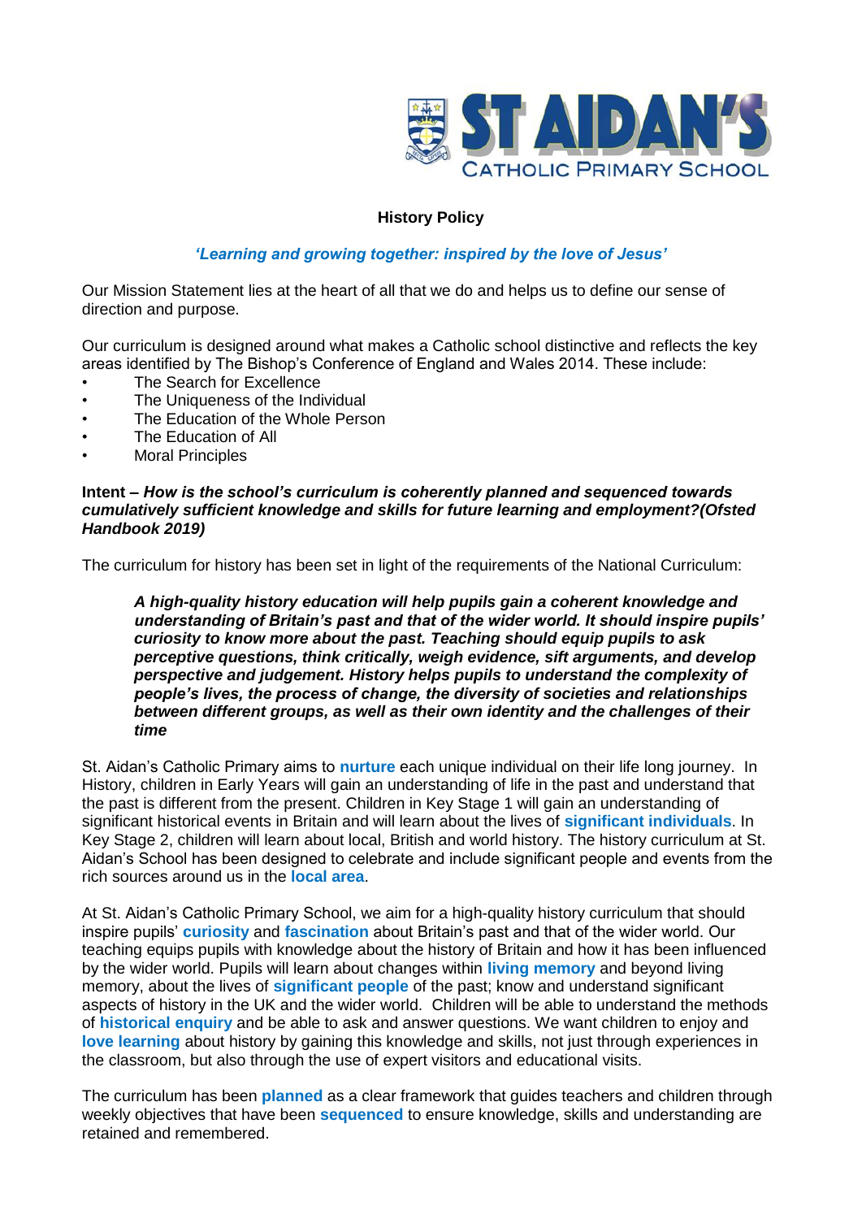ST AIDAN'S CATHOLIC PRIMARY SCHOOL

# History Policy

***'Learning and growing together: inspired by the love of Jesus'***

Our Mission Statement lies at the heart of all that we do and helps us to define our sense of direction and purpose.

Our curriculum is designed around what makes a Catholic school distinctive and reflects the key areas identified by The Bishop's Conference of England and Wales 2014. These include:

- The Search for Excellence
- The Uniqueness of the Individual
- The Education of the Whole Person
- The Education of All
- Moral Principles

**Intent –** ***How is the school's curriculum is coherently planned and sequenced towards cumulatively sufficient knowledge and skills for future learning and employment?(Ofsted Handbook 2019)***

The curriculum for history has been set in light of the requirements of the National Curriculum:

> ***A high-quality history education will help pupils gain a coherent knowledge and understanding of Britain's past and that of the wider world. It should inspire pupils' curiosity to know more about the past. Teaching should equip pupils to ask perceptive questions, think critically, weigh evidence, sift arguments, and develop perspective and judgement. History helps pupils to understand the complexity of people's lives, the process of change, the diversity of societies and relationships between different groups, as well as their own identity and the challenges of their time***

St. Aidan's Catholic Primary aims to **nurture** each unique individual on their life long journey. In History, children in Early Years will gain an understanding of life in the past and understand that the past is different from the present. Children in Key Stage 1 will gain an understanding of significant historical events in Britain and will learn about the lives of **significant individuals**. In Key Stage 2, children will learn about local, British and world history. The history curriculum at St. Aidan's School has been designed to celebrate and include significant people and events from the rich sources around us in the **local area**.

At St. Aidan's Catholic Primary School, we aim for a high-quality history curriculum that should inspire pupils' **curiosity** and **fascination** about Britain's past and that of the wider world. Our teaching equips pupils with knowledge about the history of Britain and how it has been influenced by the wider world. Pupils will learn about changes within **living memory** and beyond living memory, about the lives of **significant people** of the past; know and understand significant aspects of history in the UK and the wider world. Children will be able to understand the methods of **historical enquiry** and be able to ask and answer questions. We want children to enjoy and **love learning** about history by gaining this knowledge and skills, not just through experiences in the classroom, but also through the use of expert visitors and educational visits.

The curriculum has been **planned** as a clear framework that guides teachers and children through weekly objectives that have been **sequenced** to ensure knowledge, skills and understanding are retained and remembered.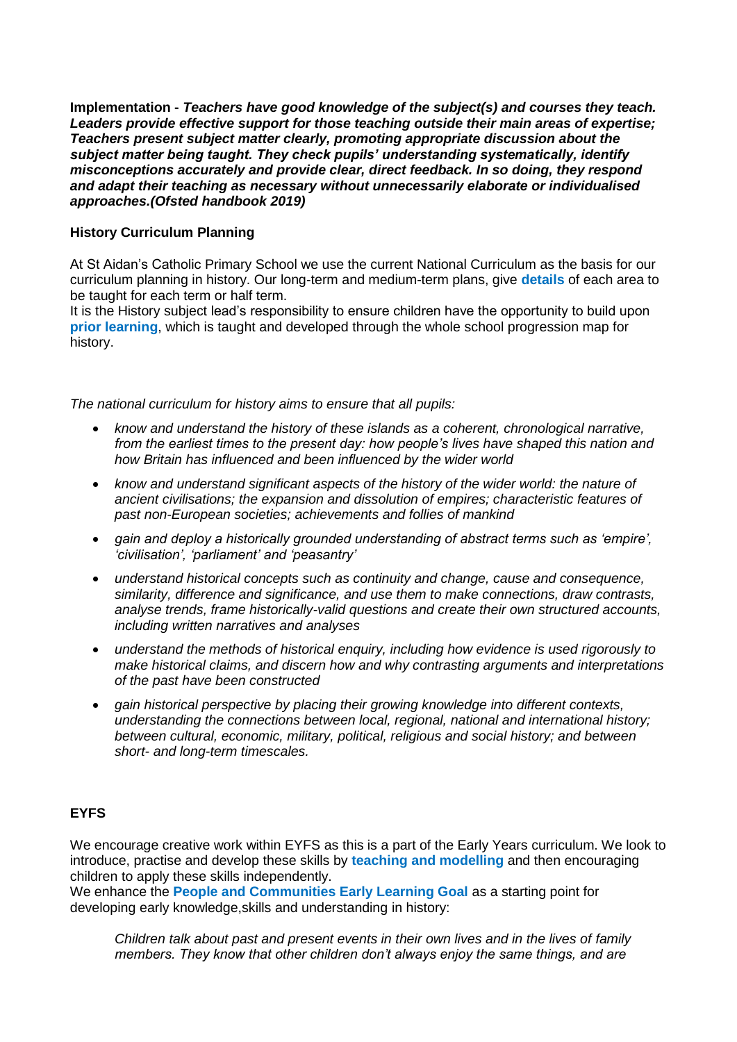**Implementation -** ***Teachers have good knowledge of the subject(s) and courses they teach. Leaders provide effective support for those teaching outside their main areas of expertise; Teachers present subject matter clearly, promoting appropriate discussion about the subject matter being taught. They check pupils' understanding systematically, identify misconceptions accurately and provide clear, direct feedback. In so doing, they respond and adapt their teaching as necessary without unnecessarily elaborate or individualised approaches.(Ofsted handbook 2019)***

**History Curriculum Planning**

At St Aidan's Catholic Primary School we use the current National Curriculum as the basis for our curriculum planning in history. Our long-term and medium-term plans, give **details** of each area to be taught for each term or half term.
It is the History subject lead's responsibility to ensure children have the opportunity to build upon **prior learning**, which is taught and developed through the whole school progression map for history.

*The national curriculum for history aims to ensure that all pupils:*

- *know and understand the history of these islands as a coherent, chronological narrative, from the earliest times to the present day: how people's lives have shaped this nation and how Britain has influenced and been influenced by the wider world*
- *know and understand significant aspects of the history of the wider world: the nature of ancient civilisations; the expansion and dissolution of empires; characteristic features of past non-European societies; achievements and follies of mankind*
- *gain and deploy a historically grounded understanding of abstract terms such as 'empire', 'civilisation', 'parliament' and 'peasantry'*
- *understand historical concepts such as continuity and change, cause and consequence, similarity, difference and significance, and use them to make connections, draw contrasts, analyse trends, frame historically-valid questions and create their own structured accounts, including written narratives and analyses*
- *understand the methods of historical enquiry, including how evidence is used rigorously to make historical claims, and discern how and why contrasting arguments and interpretations of the past have been constructed*
- *gain historical perspective by placing their growing knowledge into different contexts, understanding the connections between local, regional, national and international history; between cultural, economic, military, political, religious and social history; and between short- and long-term timescales.*

**EYFS**

We encourage creative work within EYFS as this is a part of the Early Years curriculum. We look to introduce, practise and develop these skills by **teaching and modelling** and then encouraging children to apply these skills independently.
We enhance the **People and Communities Early Learning Goal** as a starting point for developing early knowledge,skills and understanding in history:

> *Children talk about past and present events in their own lives and in the lives of family members. They know that other children don't always enjoy the same things, and are*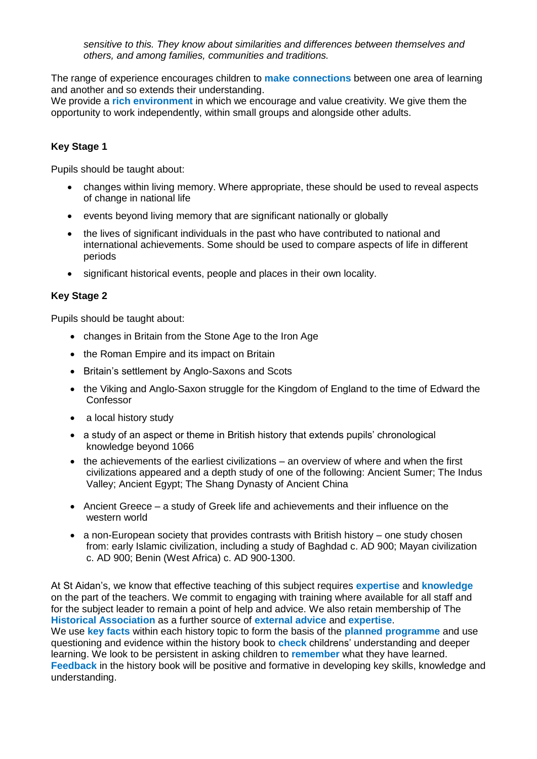*sensitive to this. They know about similarities and differences between themselves and others, and among families, communities and traditions.*

The range of experience encourages children to **make connections** between one area of learning and another and so extends their understanding.
We provide a **rich environment** in which we encourage and value creativity. We give them the opportunity to work independently, within small groups and alongside other adults.

### Key Stage 1

Pupils should be taught about:

- changes within living memory. Where appropriate, these should be used to reveal aspects of change in national life
- events beyond living memory that are significant nationally or globally
- the lives of significant individuals in the past who have contributed to national and international achievements. Some should be used to compare aspects of life in different periods
- significant historical events, people and places in their own locality.

### Key Stage 2

Pupils should be taught about:

- changes in Britain from the Stone Age to the Iron Age
- the Roman Empire and its impact on Britain
- Britain's settlement by Anglo-Saxons and Scots
- the Viking and Anglo-Saxon struggle for the Kingdom of England to the time of Edward the Confessor
- a local history study
- a study of an aspect or theme in British history that extends pupils' chronological knowledge beyond 1066
- the achievements of the earliest civilizations – an overview of where and when the first civilizations appeared and a depth study of one of the following: Ancient Sumer; The Indus Valley; Ancient Egypt; The Shang Dynasty of Ancient China
- Ancient Greece – a study of Greek life and achievements and their influence on the western world
- a non-European society that provides contrasts with British history – one study chosen from: early Islamic civilization, including a study of Baghdad c. AD 900; Mayan civilization c. AD 900; Benin (West Africa) c. AD 900-1300.

At St Aidan's, we know that effective teaching of this subject requires **expertise** and **knowledge** on the part of the teachers. We commit to engaging with training where available for all staff and for the subject leader to remain a point of help and advice. We also retain membership of The **Historical Association** as a further source of **external advice** and **expertise**.
We use **key facts** within each history topic to form the basis of the **planned programme** and use questioning and evidence within the history book to **check** childrens' understanding and deeper learning. We look to be persistent in asking children to **remember** what they have learned.
**Feedback** in the history book will be positive and formative in developing key skills, knowledge and understanding.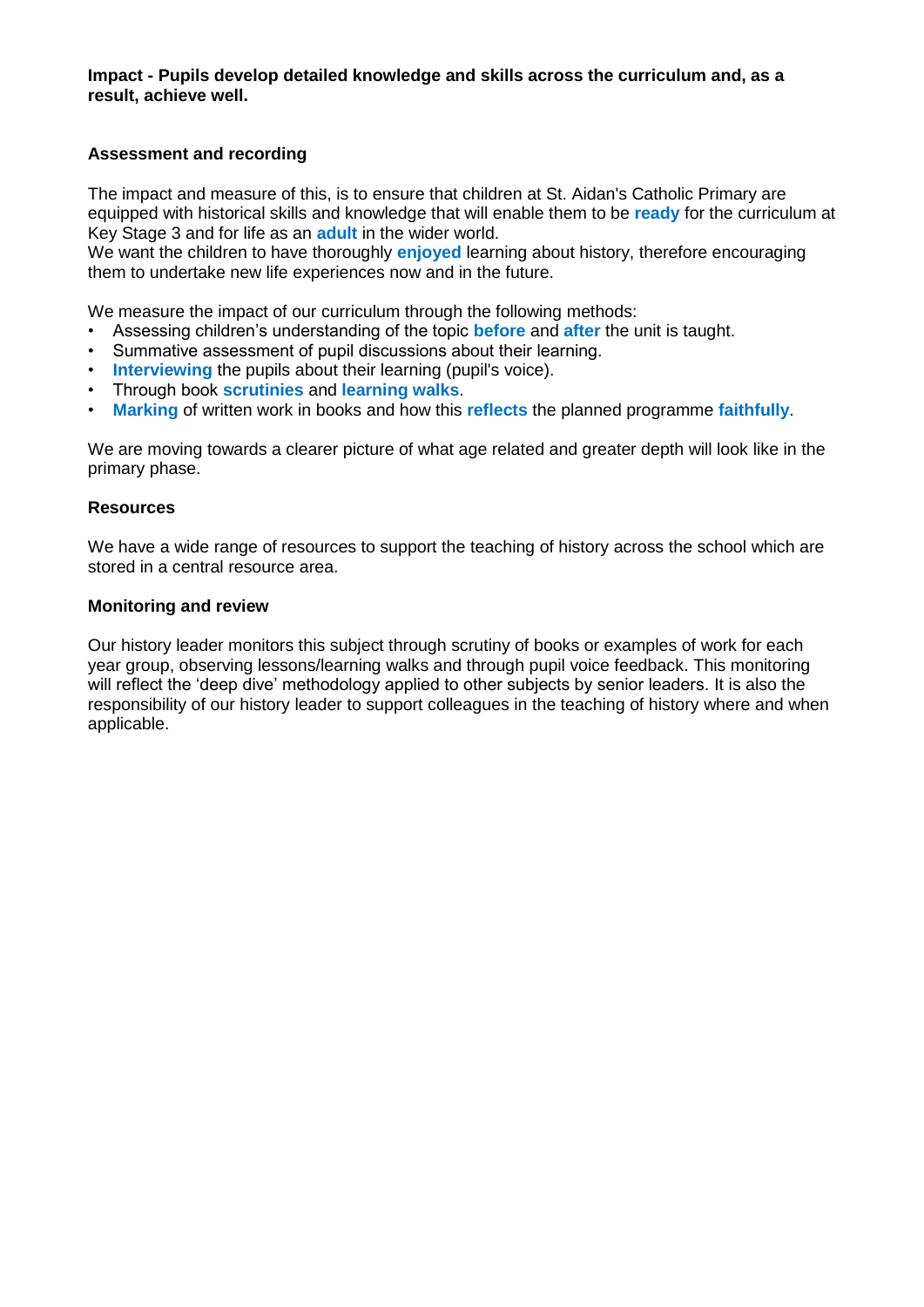**Impact - Pupils develop detailed knowledge and skills across the curriculum and, as a result, achieve well.**

**Assessment and recording**

The impact and measure of this, is to ensure that children at St. Aidan's Catholic Primary are equipped with historical skills and knowledge that will enable them to be **ready** for the curriculum at Key Stage 3 and for life as an **adult** in the wider world.
We want the children to have thoroughly **enjoyed** learning about history, therefore encouraging them to undertake new life experiences now and in the future.

We measure the impact of our curriculum through the following methods:

- Assessing children's understanding of the topic **before** and **after** the unit is taught.
- Summative assessment of pupil discussions about their learning.
- **Interviewing** the pupils about their learning (pupil's voice).
- Through book **scrutinies** and **learning walks**.
- **Marking** of written work in books and how this **reflects** the planned programme **faithfully**.

We are moving towards a clearer picture of what age related and greater depth will look like in the primary phase.

**Resources**

We have a wide range of resources to support the teaching of history across the school which are stored in a central resource area.

**Monitoring and review**

Our history leader monitors this subject through scrutiny of books or examples of work for each year group, observing lessons/learning walks and through pupil voice feedback. This monitoring will reflect the 'deep dive' methodology applied to other subjects by senior leaders. It is also the responsibility of our history leader to support colleagues in the teaching of history where and when applicable.